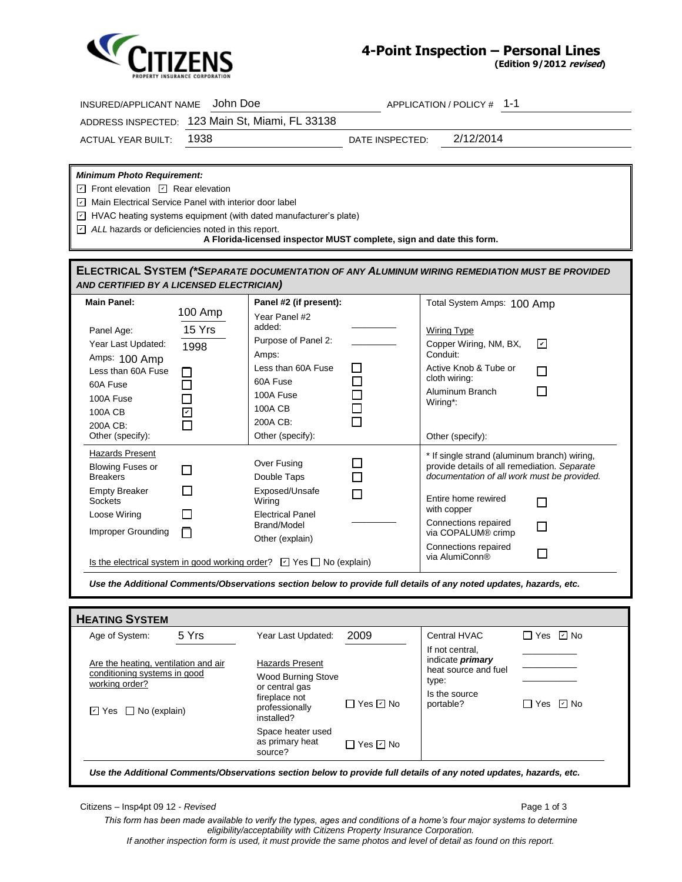CITIZENS PROPERTY INSURANCE CORPORATION

# 4-Point Inspection – Personal Lines

**(Edition 9/2012 *revised*)**

INSURED/APPLICANT NAME: John Doe   APPLICATION / POLICY #: 1-1

ADDRESS INSPECTED: 123 Main St, Miami, FL 33138

ACTUAL YEAR BUILT: 1938   DATE INSPECTED: 2/12/2014

***Minimum Photo Requirement:***

- ☑ Front elevation ☑ Rear elevation
- ☑ Main Electrical Service Panel with interior door label
- ☑ HVAC heating systems equipment (with dated manufacturer's plate)
- ☑ *ALL* hazards or deficiencies noted in this report.

**A Florida-licensed inspector MUST complete, sign and date this form.**

## ELECTRICAL SYSTEM *(\*SEPARATE DOCUMENTATION OF ANY ALUMINUM WIRING REMEDIATION MUST BE PROVIDED AND CERTIFIED BY A LICENSED ELECTRICIAN)*

| **Main Panel:** | 100 Amp | **Panel #2 (if present):** | | Total System Amps: 100 Amp | |
|---|---|---|---|---|---|
| Panel Age: | 15 Yrs | Year Panel #2 added: | ______ | Wiring Type | |
| Year Last Updated: | 1998 | Purpose of Panel 2: | ______ | Copper Wiring, NM, BX, Conduit: | ☑ |
| Amps: 100 Amp | | Amps: | | Active Knob & Tube or cloth wiring: | ☐ |
| Less than 60A Fuse | ☐ | Less than 60A Fuse | ☐ | Aluminum Branch Wiring\*: | ☐ |
| 60A Fuse | ☐ | 60A Fuse | ☐ | | |
| 100A Fuse | ☐ | 100A Fuse | ☐ | | |
| 100A CB | ☑ | 100A CB | ☐ | | |
| 200A CB: | ☐ | 200A CB: | ☐ | | |
| Other (specify): | | Other (specify): | | Other (specify): | |

| Hazards Present | | | | | |
|---|---|---|---|---|---|
| Blowing Fuses or Breakers | ☐ | Over Fusing | ☐ | \* If single strand (aluminum branch) wiring, provide details of all remediation. *Separate documentation of all work must be provided.* | |
| Empty Breaker Sockets | ☐ | Double Taps | ☐ | Entire home rewired with copper | ☐ |
| Loose Wiring | ☐ | Exposed/Unsafe Wiring | ☐ | Connections repaired via COPALUM® crimp | ☐ |
| Improper Grounding | ☐ | Electrical Panel Brand/Model | ______ | Connections repaired via AlumiConn® | ☐ |
| | | Other (explain) | | | |

Is the electrical system in good working order? ☑ Yes ☐ No (explain)

***Use the Additional Comments/Observations section below to provide full details of any noted updates, hazards, etc.***

## HEATING SYSTEM

| | | | | | |
|---|---|---|---|---|---|
| Age of System: | 5 Yrs | Year Last Updated: | 2009 | Central HVAC | ☐ Yes ☑ No |
| Are the heating, ventilation and air conditioning systems in good working order? | | Hazards Present | | If not central, indicate ***primary*** heat source and fuel type: | ______ |
| ☑ Yes ☐ No (explain) | | Wood Burning Stove or central gas fireplace not professionally installed? | ☐ Yes ☑ No | Is the source portable? | ☐ Yes ☑ No |
| | | Space heater used as primary heat source? | ☐ Yes ☑ No | | |

***Use the Additional Comments/Observations section below to provide full details of any noted updates, hazards, etc.***

Citizens – Insp4pt 09 12 - *Revised*

*This form has been made available to verify the types, ages and conditions of a home's four major systems to determine eligibility/acceptability with Citizens Property Insurance Corporation.*
*If another inspection form is used, it must provide the same photos and level of detail as found on this report.*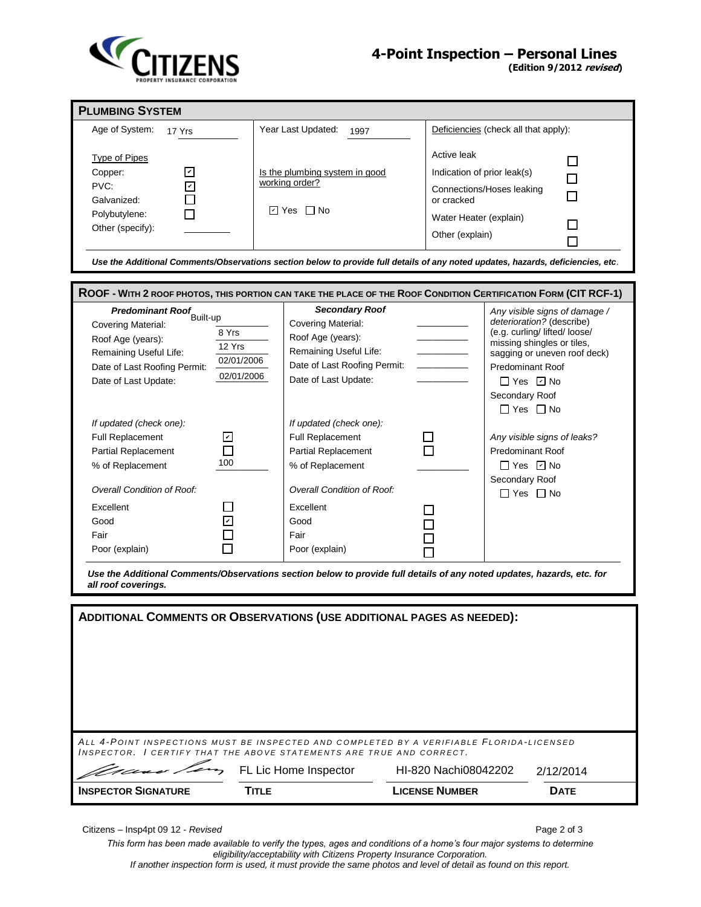CITIZENS
PROPERTY INSURANCE CORPORATION

# 4-Point Inspection – Personal Lines
**(Edition 9/2012 *revised*)**

## PLUMBING SYSTEM

| | | |
|---|---|---|
| Age of System: 17 Yrs | Year Last Updated: 1997 | Deficiencies (check all that apply): |
| Type of Pipes | | Active leak ☐ |
| Copper: ☑ | Is the plumbing system in good working order? | Indication of prior leak(s) ☐ |
| PVC: ☑ | | Connections/Hoses leaking or cracked ☐ |
| Galvanized: ☐ | ☑ Yes ☐ No | Water Heater (explain) ☐ |
| Polybutylene: ☐ | | Other (explain) ☐ |
| Other (specify): ________ | | |

***Use the Additional Comments/Observations section below to provide full details of any noted updates, hazards, deficiencies, etc.***

## ROOF - WITH 2 ROOF PHOTOS, THIS PORTION CAN TAKE THE PLACE OF THE ROOF CONDITION CERTIFICATION FORM (CIT RCF-1)

| ***Predominant Roof*** | | ***Secondary Roof*** | | |
|---|---|---|---|---|
| Covering Material: | Built-up | Covering Material: | ________ | *Any visible signs of damage / deterioration?* (describe) (e.g. curling/ lifted/ loose/ missing shingles or tiles, sagging or uneven roof deck) |
| Roof Age (years): | 8 Yrs | Roof Age (years): | ________ | Predominant Roof |
| Remaining Useful Life: | 12 Yrs | Remaining Useful Life: | ________ | ☐ Yes ☑ No |
| Date of Last Roofing Permit: | 02/01/2006 | Date of Last Roofing Permit: | ________ | Secondary Roof |
| Date of Last Update: | 02/01/2006 | Date of Last Update: | ________ | ☐ Yes ☐ No |
| *If updated (check one):* | | *If updated (check one):* | | *Any visible signs of leaks?* |
| Full Replacement | ☑ | Full Replacement | ☐ | Predominant Roof |
| Partial Replacement | ☐ | Partial Replacement | ☐ | ☐ Yes ☑ No |
| % of Replacement | 100 | % of Replacement | ________ | Secondary Roof |
| *Overall Condition of Roof:* | | *Overall Condition of Roof:* | | ☐ Yes ☐ No |
| Excellent | ☐ | Excellent | ☐ | |
| Good | ☑ | Good | ☐ | |
| Fair | ☐ | Fair | ☐ | |
| Poor (explain) | ☐ | Poor (explain) | ☐ | |

***Use the Additional Comments/Observations section below to provide full details of any noted updates, hazards, etc. for all roof coverings.***

## ADDITIONAL COMMENTS OR OBSERVATIONS (USE ADDITIONAL PAGES AS NEEDED):

*ALL 4-POINT INSPECTIONS MUST BE INSPECTED AND COMPLETED BY A VERIFIABLE FLORIDA-LICENSED INSPECTOR. I CERTIFY THAT THE ABOVE STATEMENTS ARE TRUE AND CORRECT.*

| [Signature] | FL Lic Home Inspector | HI-820 Nachi08042202 | 2/12/2014 |
|---|---|---|---|
| **INSPECTOR SIGNATURE** | **TITLE** | **LICENSE NUMBER** | **DATE** |

Citizens – Insp4pt 09 12 - *Revised*

*This form has been made available to verify the types, ages and conditions of a home's four major systems to determine eligibility/acceptability with Citizens Property Insurance Corporation.*
*If another inspection form is used, it must provide the same photos and level of detail as found on this report.*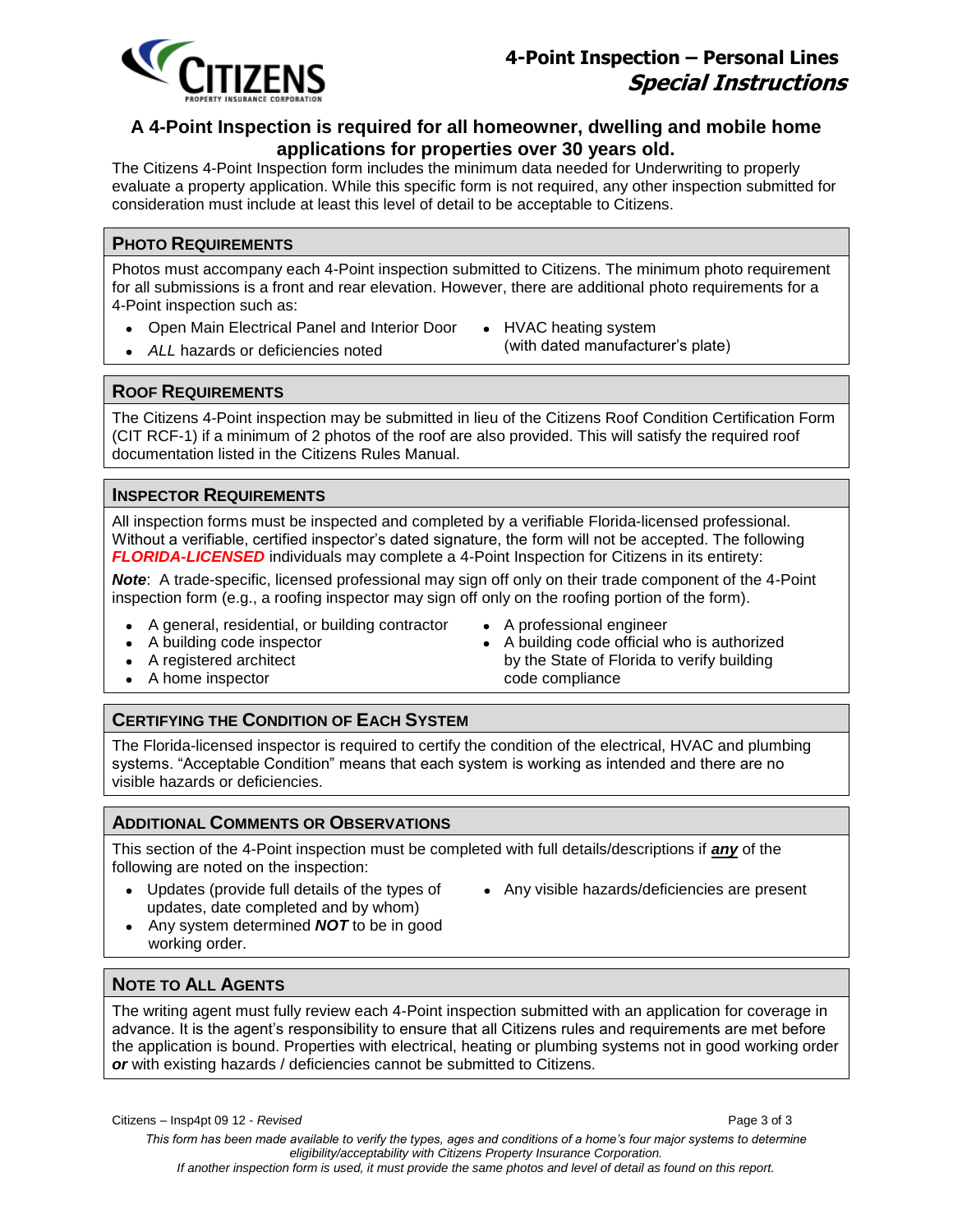# 4-Point Inspection – Personal Lines
## *Special Instructions*

### A 4-Point Inspection is required for all homeowner, dwelling and mobile home applications for properties over 30 years old.

The Citizens 4-Point Inspection form includes the minimum data needed for Underwriting to properly evaluate a property application. While this specific form is not required, any other inspection submitted for consideration must include at least this level of detail to be acceptable to Citizens.

## Photo Requirements

Photos must accompany each 4-Point inspection submitted to Citizens. The minimum photo requirement for all submissions is a front and rear elevation. However, there are additional photo requirements for a 4-Point inspection such as:

- Open Main Electrical Panel and Interior Door
- *ALL* hazards or deficiencies noted
- HVAC heating system (with dated manufacturer's plate)

## Roof Requirements

The Citizens 4-Point inspection may be submitted in lieu of the Citizens Roof Condition Certification Form (CIT RCF-1) if a minimum of 2 photos of the roof are also provided. This will satisfy the required roof documentation listed in the Citizens Rules Manual.

## Inspector Requirements

All inspection forms must be inspected and completed by a verifiable Florida-licensed professional. Without a verifiable, certified inspector's dated signature, the form will not be accepted. The following ***FLORIDA-LICENSED*** individuals may complete a 4-Point Inspection for Citizens in its entirety:

***Note***: A trade-specific, licensed professional may sign off only on their trade component of the 4-Point inspection form (e.g., a roofing inspector may sign off only on the roofing portion of the form).

- A general, residential, or building contractor
- A building code inspector
- A registered architect
- A home inspector
- A professional engineer
- A building code official who is authorized by the State of Florida to verify building code compliance

## Certifying the Condition of Each System

The Florida-licensed inspector is required to certify the condition of the electrical, HVAC and plumbing systems. "Acceptable Condition" means that each system is working as intended and there are no visible hazards or deficiencies.

## Additional Comments or Observations

This section of the 4-Point inspection must be completed with full details/descriptions if ***any*** of the following are noted on the inspection:

- Updates (provide full details of the types of updates, date completed and by whom)
- Any system determined ***NOT*** to be in good working order.
- Any visible hazards/deficiencies are present

## Note to All Agents

The writing agent must fully review each 4-Point inspection submitted with an application for coverage in advance. It is the agent's responsibility to ensure that all Citizens rules and requirements are met before the application is bound. Properties with electrical, heating or plumbing systems not in good working order ***or*** with existing hazards / deficiencies cannot be submitted to Citizens.

Citizens – Insp4pt 09 12 - *Revised*

*This form has been made available to verify the types, ages and conditions of a home's four major systems to determine eligibility/acceptability with Citizens Property Insurance Corporation.*
*If another inspection form is used, it must provide the same photos and level of detail as found on this report.*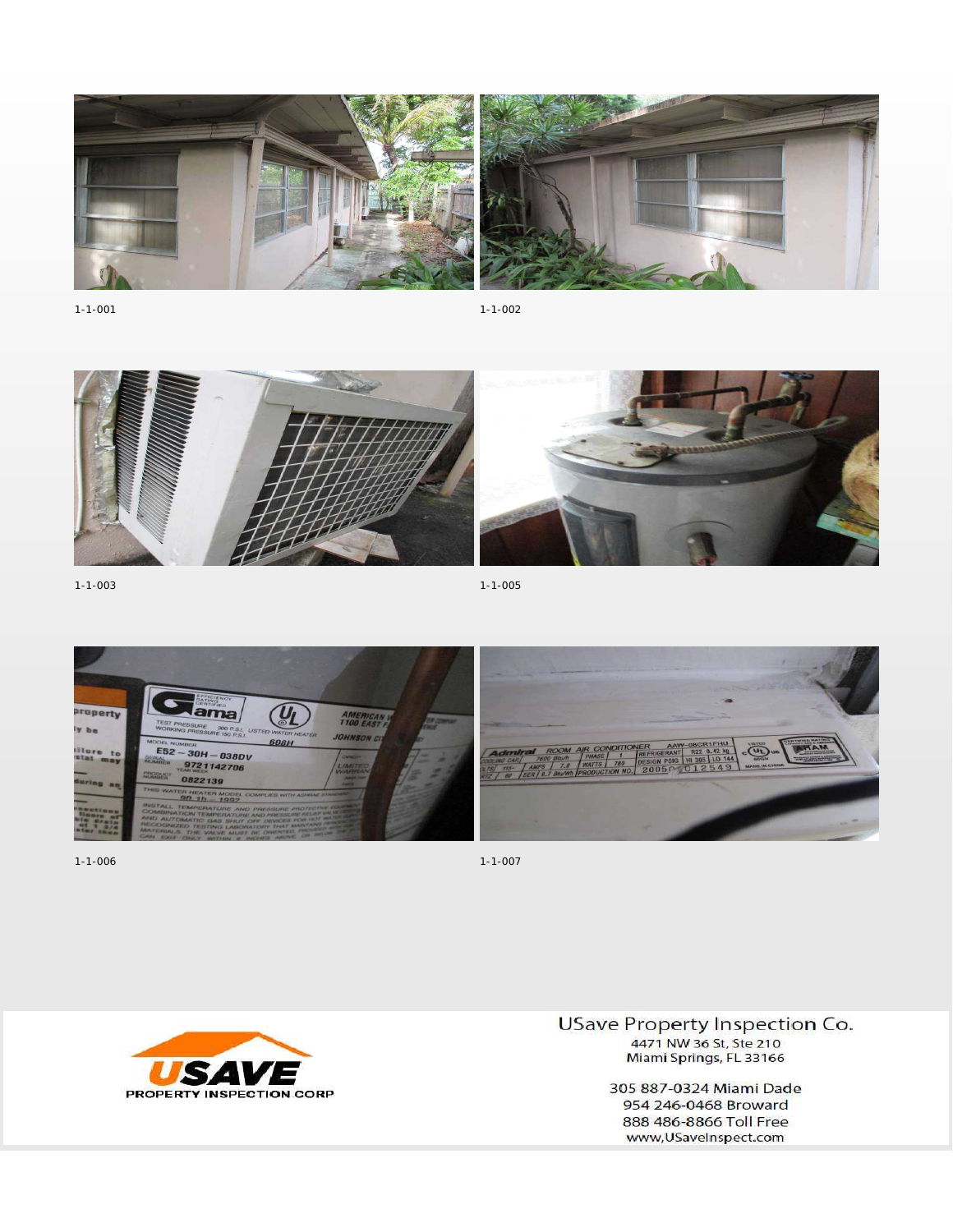1-1-001

1-1-002

1-1-003

1-1-005

1-1-006

1-1-007

USave Property Inspection Co.
4471 NW 36 St, Ste 210
Miami Springs, FL 33166

305 887-0324 Miami Dade
954 246-0468 Broward
888 486-8866 Toll Free
www,USaveInspect.com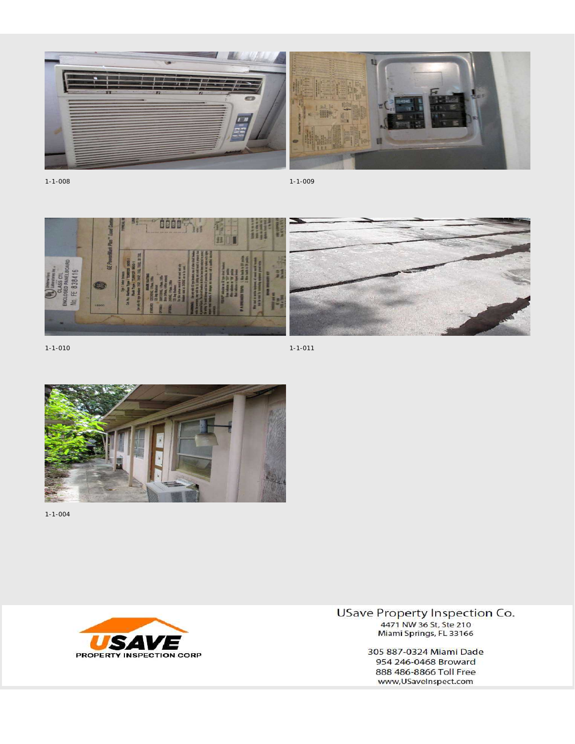1-1-008

1-1-009

1-1-010

1-1-011

1-1-004

USave Property Inspection Co.
4471 NW 36 St, Ste 210
Miami Springs, FL 33166

305 887-0324 Miami Dade
954 246-0468 Broward
888 486-8866 Toll Free
www,USaveInspect.com